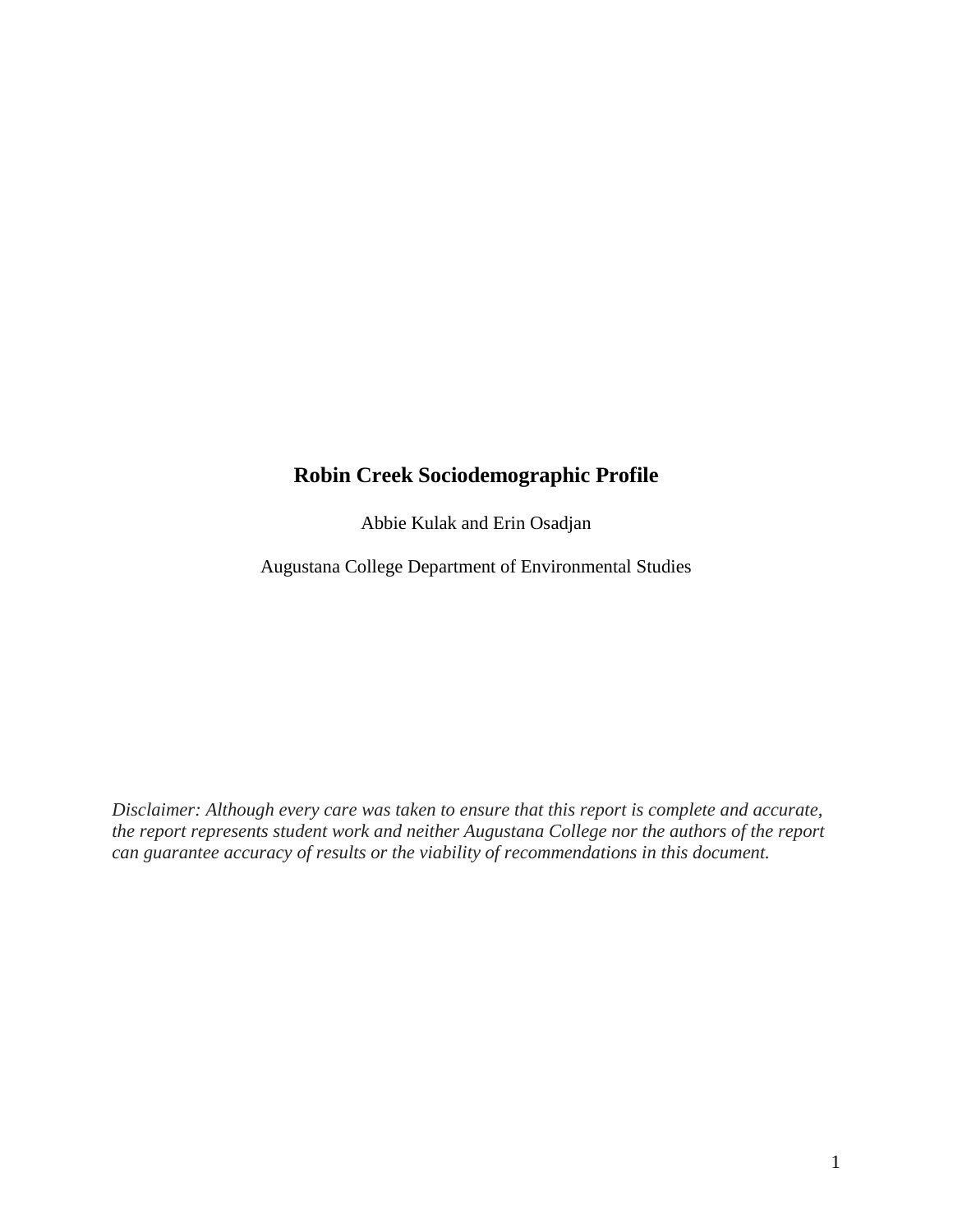# Robin Creek Sociodemographic Profile

Abbie Kulak and Erin Osadjan

Augustana College Department of Environmental Studies

*Disclaimer: Although every care was taken to ensure that this report is complete and accurate, the report represents student work and neither Augustana College nor the authors of the report can guarantee accuracy of results or the viability of recommendations in this document.*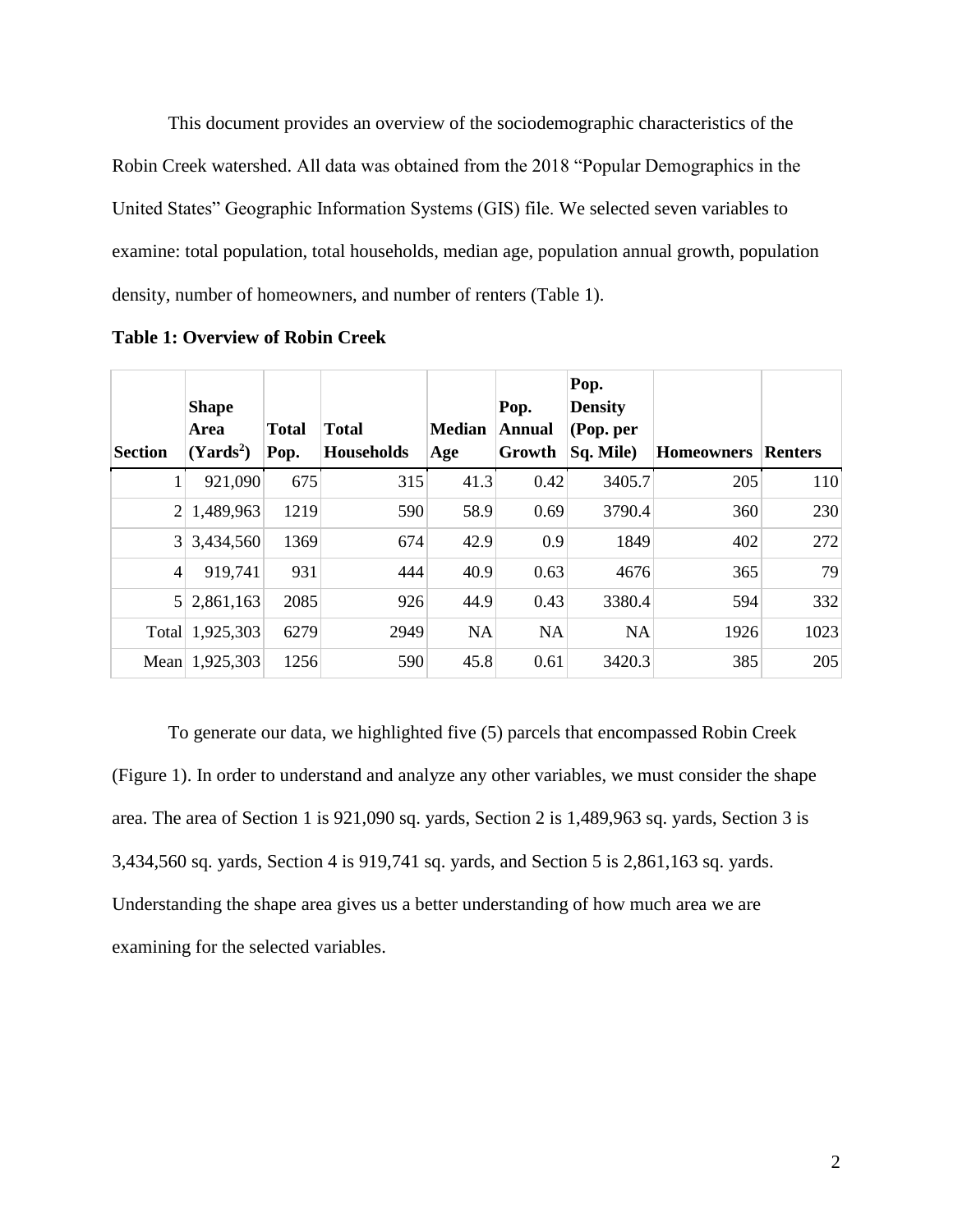This document provides an overview of the sociodemographic characteristics of the Robin Creek watershed. All data was obtained from the 2018 "Popular Demographics in the United States" Geographic Information Systems (GIS) file. We selected seven variables to examine: total population, total households, median age, population annual growth, population density, number of homeowners, and number of renters (Table 1).

**Table 1: Overview of Robin Creek**

| Section | Shape Area ($Yards^2$) | Total Pop. | Total Households | Median Age | Pop. Annual Growth | Pop. Density (Pop. per Sq. Mile) | Homeowners | Renters |
|---|---|---|---|---|---|---|---|---|
| 1 | 921,090 | 675 | 315 | 41.3 | 0.42 | 3405.7 | 205 | 110 |
| 2 | 1,489,963 | 1219 | 590 | 58.9 | 0.69 | 3790.4 | 360 | 230 |
| 3 | 3,434,560 | 1369 | 674 | 42.9 | 0.9 | 1849 | 402 | 272 |
| 4 | 919,741 | 931 | 444 | 40.9 | 0.63 | 4676 | 365 | 79 |
| 5 | 2,861,163 | 2085 | 926 | 44.9 | 0.43 | 3380.4 | 594 | 332 |
| Total | 1,925,303 | 6279 | 2949 | NA | NA | NA | 1926 | 1023 |
| Mean | 1,925,303 | 1256 | 590 | 45.8 | 0.61 | 3420.3 | 385 | 205 |

To generate our data, we highlighted five (5) parcels that encompassed Robin Creek (Figure 1). In order to understand and analyze any other variables, we must consider the shape area. The area of Section 1 is 921,090 sq. yards, Section 2 is 1,489,963 sq. yards, Section 3 is 3,434,560 sq. yards, Section 4 is 919,741 sq. yards, and Section 5 is 2,861,163 sq. yards. Understanding the shape area gives us a better understanding of how much area we are examining for the selected variables.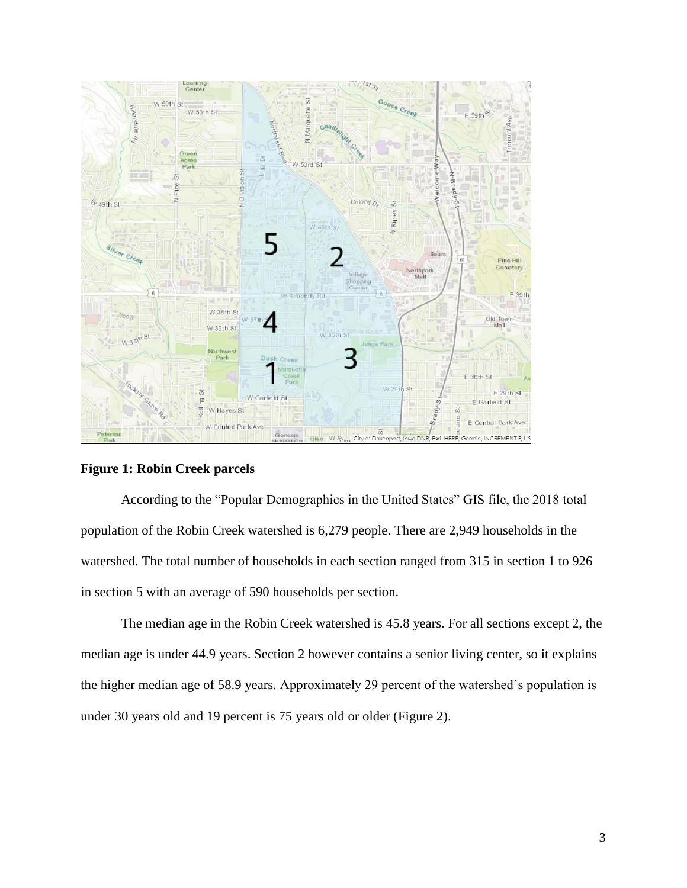**Figure 1: Robin Creek parcels**

According to the "Popular Demographics in the United States" GIS file, the 2018 total population of the Robin Creek watershed is 6,279 people. There are 2,949 households in the watershed. The total number of households in each section ranged from 315 in section 1 to 926 in section 5 with an average of 590 households per section.

The median age in the Robin Creek watershed is 45.8 years. For all sections except 2, the median age is under 44.9 years. Section 2 however contains a senior living center, so it explains the higher median age of 58.9 years. Approximately 29 percent of the watershed's population is under 30 years old and 19 percent is 75 years old or older (Figure 2).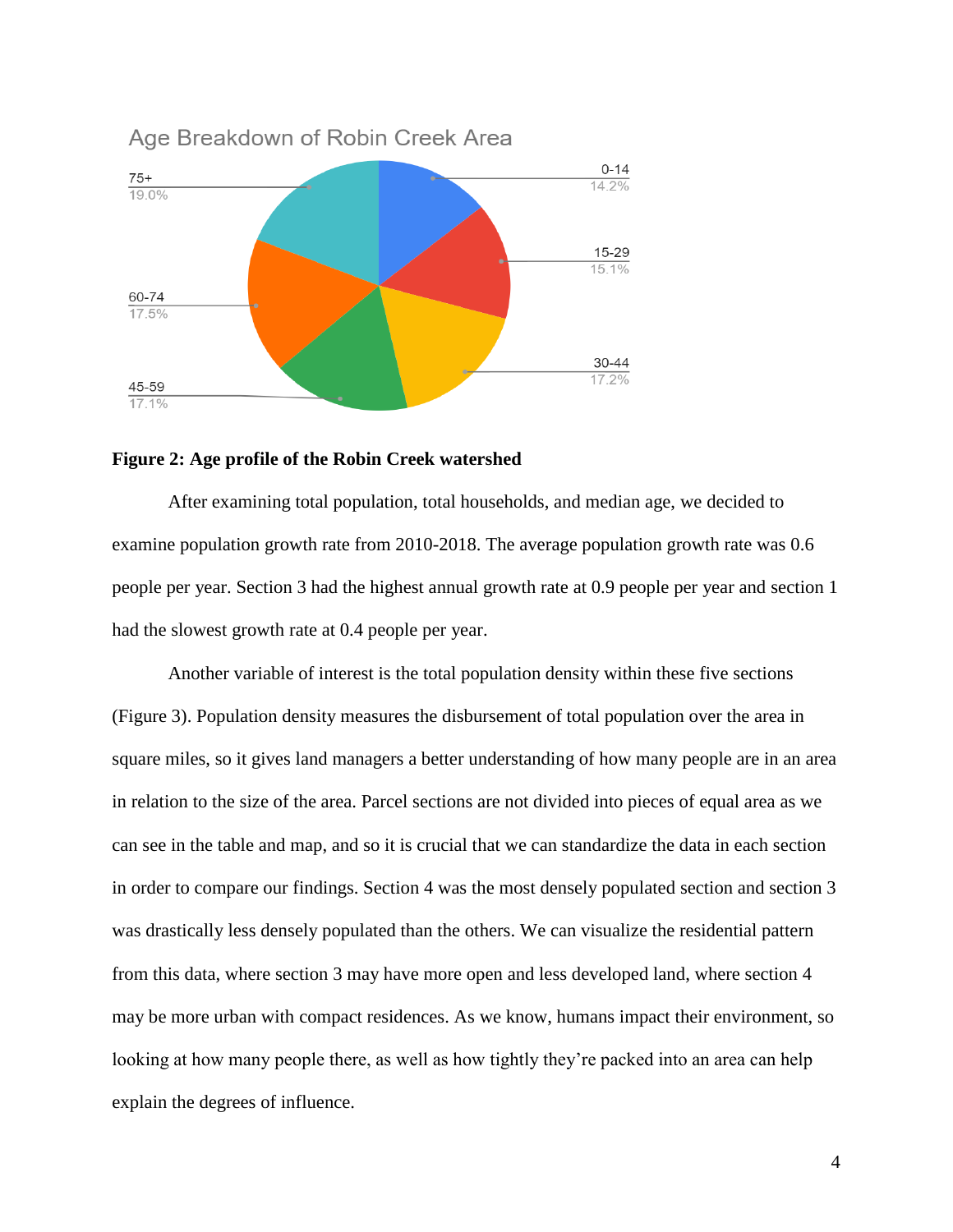Age Breakdown of Robin Creek Area

| Age Group | Percentage |
|---|---|
| 0-14 | 14.2% |
| 15-29 | 15.1% |
| 30-44 | 17.2% |
| 45-59 | 17.1% |
| 60-74 | 17.5% |
| 75+ | 19.0% |

**Figure 2: Age profile of the Robin Creek watershed**

After examining total population, total households, and median age, we decided to examine population growth rate from 2010-2018. The average population growth rate was 0.6 people per year. Section 3 had the highest annual growth rate at 0.9 people per year and section 1 had the slowest growth rate at 0.4 people per year.

Another variable of interest is the total population density within these five sections (Figure 3). Population density measures the disbursement of total population over the area in square miles, so it gives land managers a better understanding of how many people are in an area in relation to the size of the area. Parcel sections are not divided into pieces of equal area as we can see in the table and map, and so it is crucial that we can standardize the data in each section in order to compare our findings. Section 4 was the most densely populated section and section 3 was drastically less densely populated than the others. We can visualize the residential pattern from this data, where section 3 may have more open and less developed land, where section 4 may be more urban with compact residences. As we know, humans impact their environment, so looking at how many people there, as well as how tightly they're packed into an area can help explain the degrees of influence.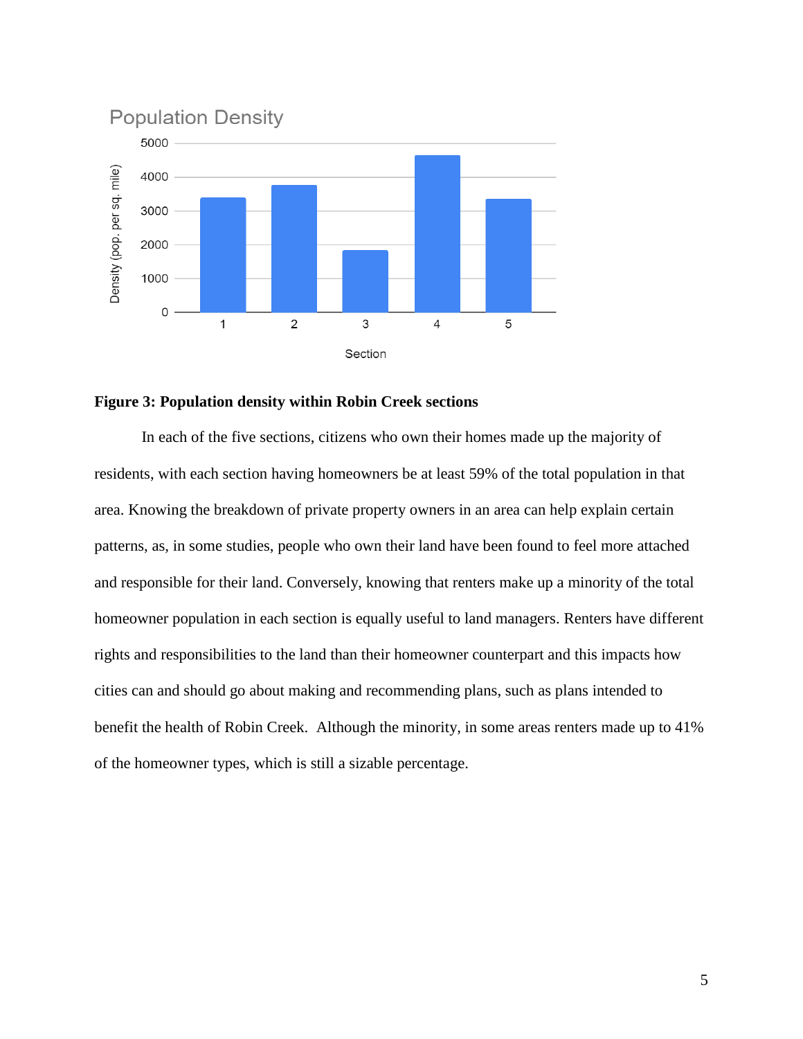Population Density

Density (pop. per sq. mile)

5000
4000
3000
2000
1000
0

1 2 3 4 5

Section

**Figure 3: Population density within Robin Creek sections**

In each of the five sections, citizens who own their homes made up the majority of residents, with each section having homeowners be at least 59% of the total population in that area. Knowing the breakdown of private property owners in an area can help explain certain patterns, as, in some studies, people who own their land have been found to feel more attached and responsible for their land. Conversely, knowing that renters make up a minority of the total homeowner population in each section is equally useful to land managers. Renters have different rights and responsibilities to the land than their homeowner counterpart and this impacts how cities can and should go about making and recommending plans, such as plans intended to benefit the health of Robin Creek. Although the minority, in some areas renters made up to 41% of the homeowner types, which is still a sizable percentage.